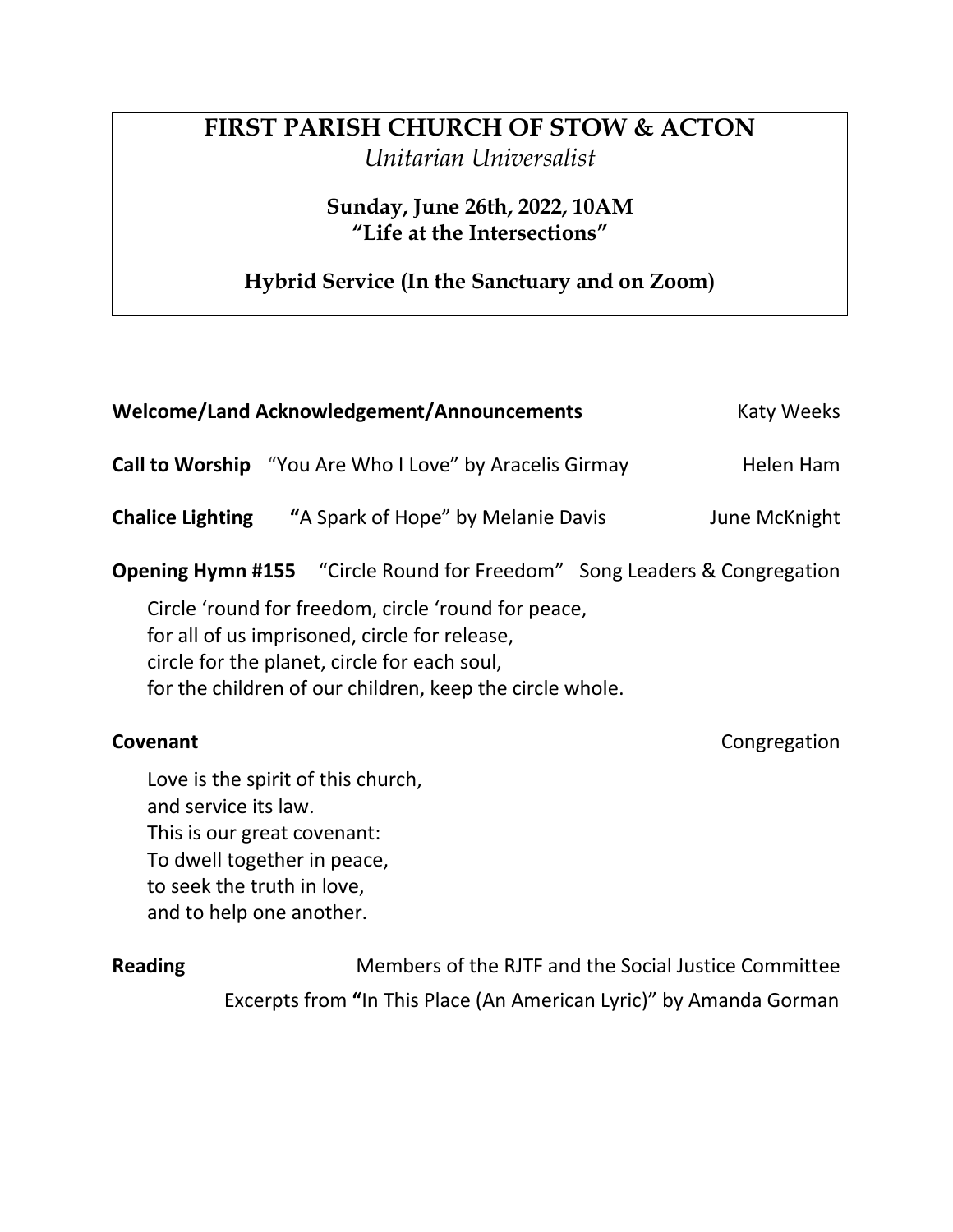# FIRST PARISH CHURCH OF STOW & ACTON

*Unitarian Universalist*

**Sunday, June 26th, 2022, 10AM**
**"Life at the Intersections"**

**Hybrid Service (In the Sanctuary and on Zoom)**

**Welcome/Land Acknowledgement/Announcements** — Katy Weeks

**Call to Worship** "You Are Who I Love" by Aracelis Girmay — Helen Ham

**Chalice Lighting** **"**A Spark of Hope" by Melanie Davis — June McKnight

**Opening Hymn #155** "Circle Round for Freedom" — Song Leaders & Congregation

Circle 'round for freedom, circle 'round for peace,
for all of us imprisoned, circle for release,
circle for the planet, circle for each soul,
for the children of our children, keep the circle whole.

**Covenant** — Congregation

Love is the spirit of this church,
and service its law.
This is our great covenant:
To dwell together in peace,
to seek the truth in love,
and to help one another.

**Reading** — Members of the RJTF and the Social Justice Committee

Excerpts from **"**In This Place (An American Lyric)" by Amanda Gorman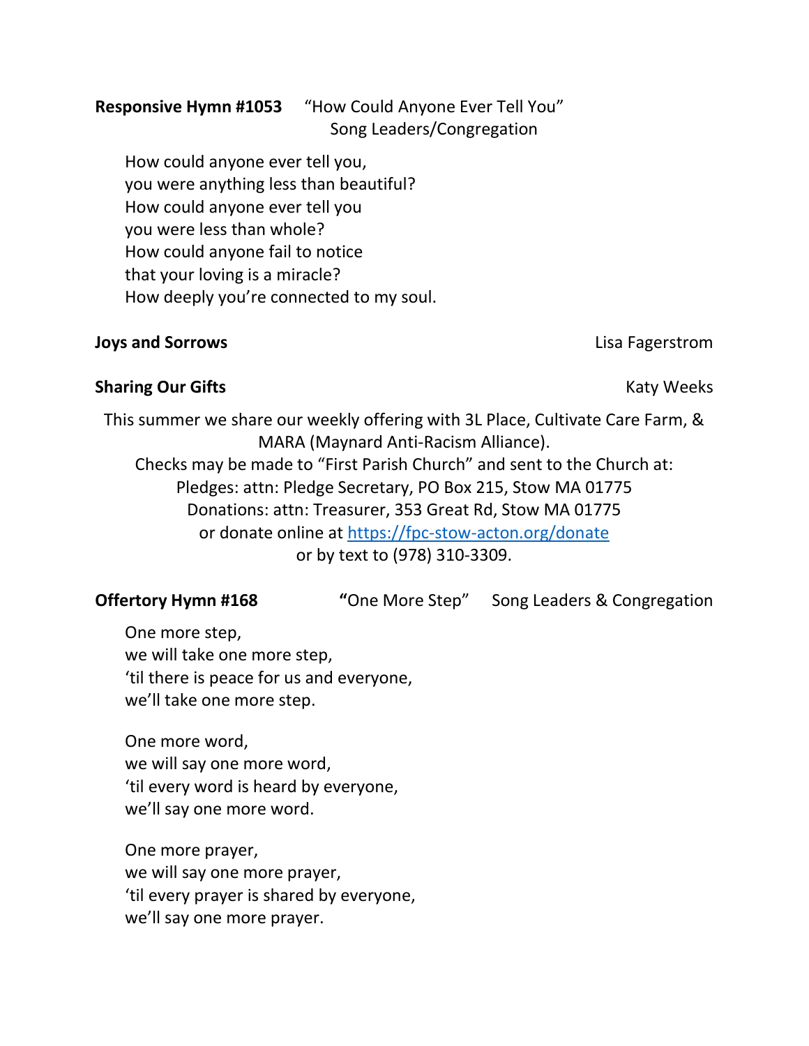**Responsive Hymn #1053** "How Could Anyone Ever Tell You"
Song Leaders/Congregation

How could anyone ever tell you,
you were anything less than beautiful?
How could anyone ever tell you
you were less than whole?
How could anyone fail to notice
that your loving is a miracle?
How deeply you're connected to my soul.

**Joys and Sorrows** Lisa Fagerstrom

**Sharing Our Gifts** Katy Weeks

This summer we share our weekly offering with 3L Place, Cultivate Care Farm, & MARA (Maynard Anti-Racism Alliance).
Checks may be made to "First Parish Church" and sent to the Church at:
Pledges: attn: Pledge Secretary, PO Box 215, Stow MA 01775
Donations: attn: Treasurer, 353 Great Rd, Stow MA 01775
or donate online at https://fpc-stow-acton.org/donate
or by text to (978) 310-3309.

**Offertory Hymn #168** **"**One More Step" Song Leaders & Congregation

One more step,
we will take one more step,
'til there is peace for us and everyone,
we'll take one more step.

One more word,
we will say one more word,
'til every word is heard by everyone,
we'll say one more word.

One more prayer,
we will say one more prayer,
'til every prayer is shared by everyone,
we'll say one more prayer.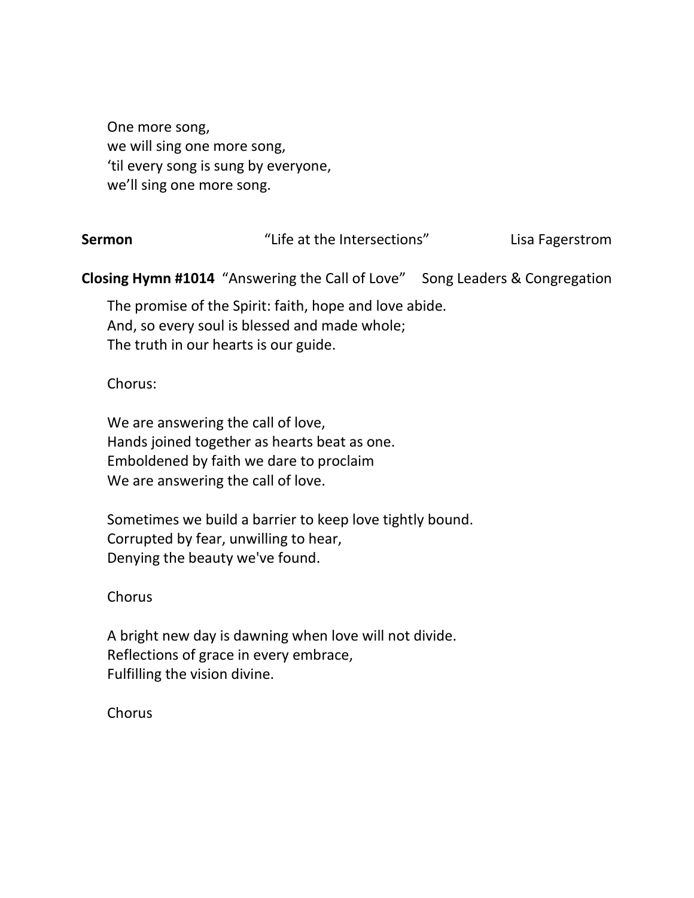One more song,  
we will sing one more song,  
'til every song is sung by everyone,  
we'll sing one more song.

**Sermon** "Life at the Intersections" Lisa Fagerstrom

**Closing Hymn #1014** "Answering the Call of Love" Song Leaders & Congregation

The promise of the Spirit: faith, hope and love abide.  
And, so every soul is blessed and made whole;  
The truth in our hearts is our guide.

Chorus:

We are answering the call of love,  
Hands joined together as hearts beat as one.  
Emboldened by faith we dare to proclaim  
We are answering the call of love.

Sometimes we build a barrier to keep love tightly bound.  
Corrupted by fear, unwilling to hear,  
Denying the beauty we've found.

Chorus

A bright new day is dawning when love will not divide.  
Reflections of grace in every embrace,  
Fulfilling the vision divine.

Chorus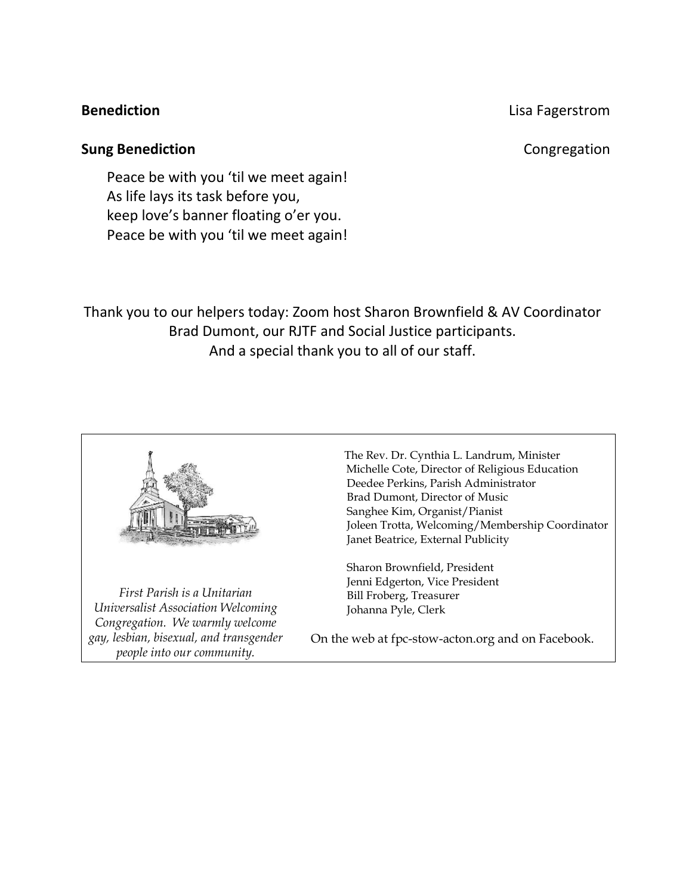**Benediction** Lisa Fagerstrom

**Sung Benediction** Congregation

Peace be with you 'til we meet again!
As life lays its task before you,
keep love's banner floating o'er you.
Peace be with you 'til we meet again!

Thank you to our helpers today: Zoom host Sharon Brownfield & AV Coordinator Brad Dumont, our RJTF and Social Justice participants.
And a special thank you to all of our staff.

*First Parish is a Unitarian Universalist Association Welcoming Congregation. We warmly welcome gay, lesbian, bisexual, and transgender people into our community.*

The Rev. Dr. Cynthia L. Landrum, Minister
Michelle Cote, Director of Religious Education
Deedee Perkins, Parish Administrator
Brad Dumont, Director of Music
Sanghee Kim, Organist/Pianist
Joleen Trotta, Welcoming/Membership Coordinator
Janet Beatrice, External Publicity

Sharon Brownfield, President
Jenni Edgerton, Vice President
Bill Froberg, Treasurer
Johanna Pyle, Clerk

On the web at fpc-stow-acton.org and on Facebook.